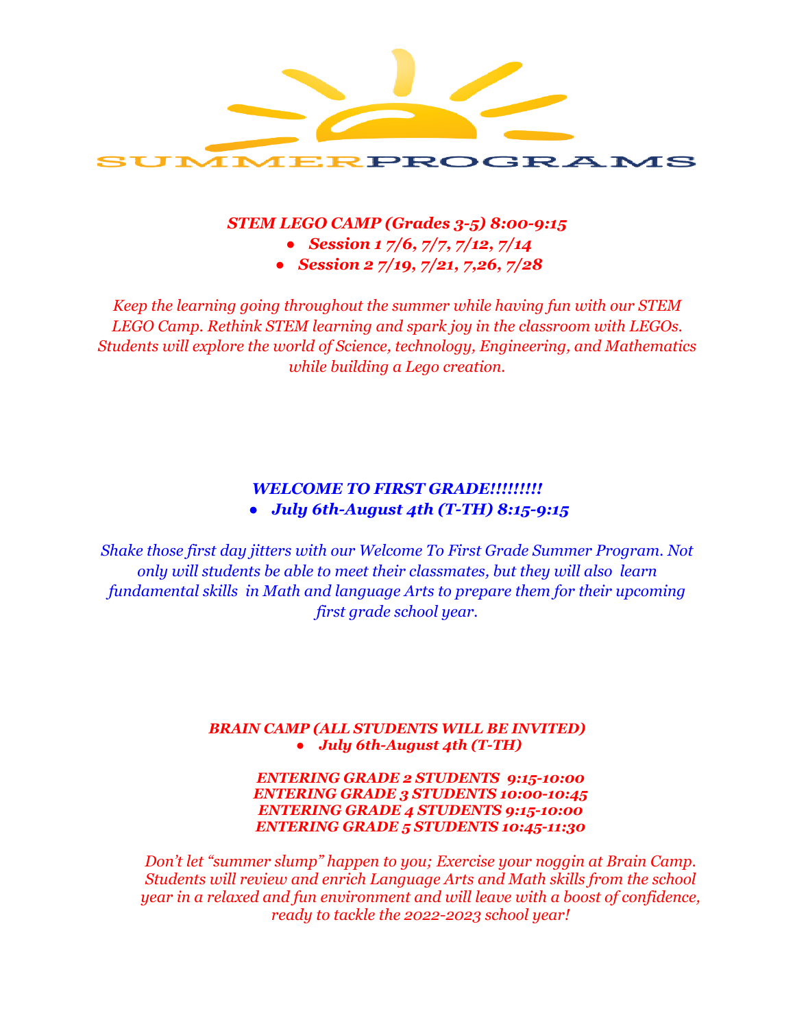# SUMMER PROGRAMS

***STEM LEGO CAMP (Grades 3-5) 8:00-9:15***

- ***Session 1 7/6, 7/7, 7/12, 7/14***
- ***Session 2 7/19, 7/21, 7,26, 7/28***

*Keep the learning going throughout the summer while having fun with our STEM LEGO Camp. Rethink STEM learning and spark joy in the classroom with LEGOs. Students will explore the world of Science, technology, Engineering, and Mathematics while building a Lego creation.*

***WELCOME TO FIRST GRADE!!!!!!!!!***

- ***July 6th-August 4th (T-TH) 8:15-9:15***

*Shake those first day jitters with our Welcome To First Grade Summer Program. Not only will students be able to meet their classmates, but they will also learn fundamental skills in Math and language Arts to prepare them for their upcoming first grade school year.*

***BRAIN CAMP (ALL STUDENTS WILL BE INVITED)***

- ***July 6th-August 4th (T-TH)***

***ENTERING GRADE 2 STUDENTS 9:15-10:00***
***ENTERING GRADE 3 STUDENTS 10:00-10:45***
***ENTERING GRADE 4 STUDENTS 9:15-10:00***
***ENTERING GRADE 5 STUDENTS 10:45-11:30***

*Don't let "summer slump" happen to you; Exercise your noggin at Brain Camp. Students will review and enrich Language Arts and Math skills from the school year in a relaxed and fun environment and will leave with a boost of confidence, ready to tackle the 2022-2023 school year!*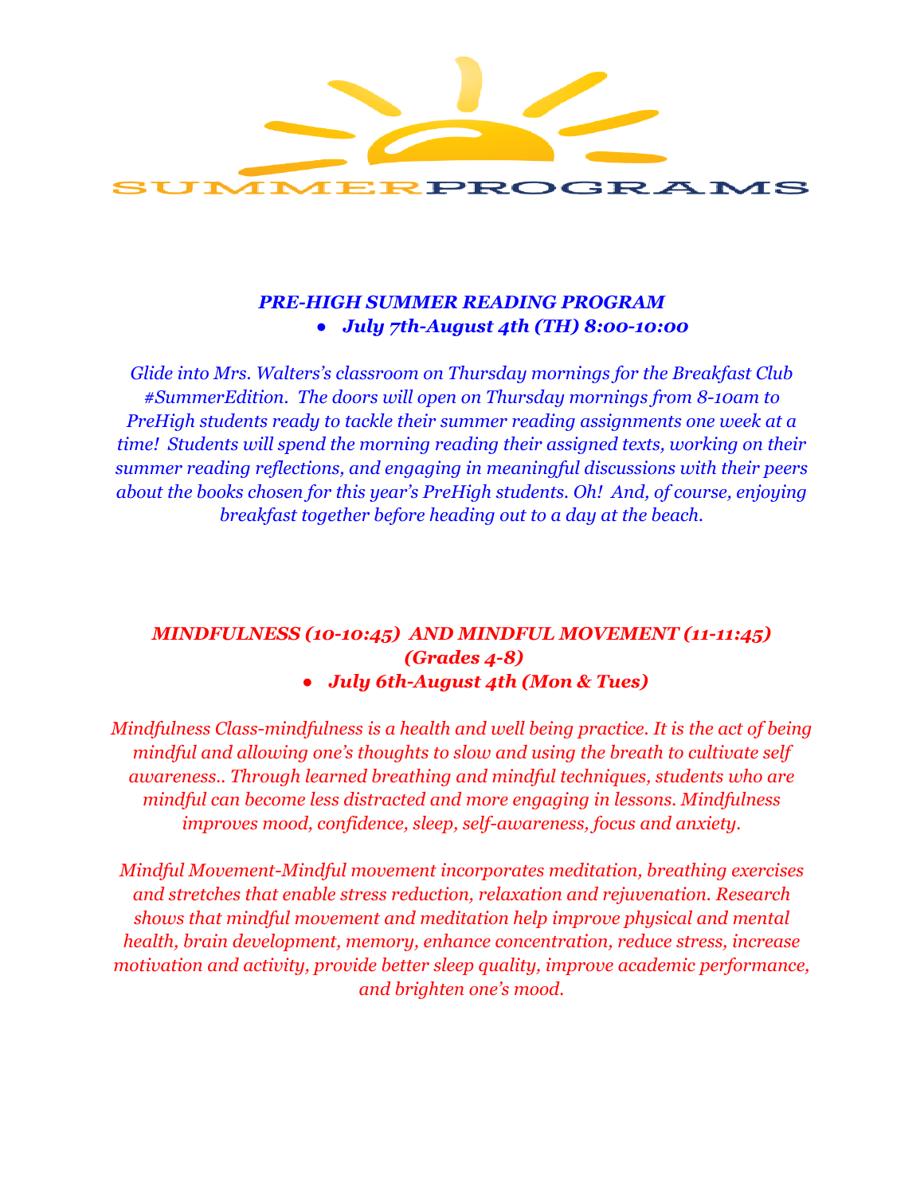# SUMMER PROGRAMS

### *PRE-HIGH SUMMER READING PROGRAM*

- ***July 7th-August 4th (TH) 8:00-10:00***

*Glide into Mrs. Walters's classroom on Thursday mornings for the Breakfast Club #SummerEdition. The doors will open on Thursday mornings from 8-10am to PreHigh students ready to tackle their summer reading assignments one week at a time! Students will spend the morning reading their assigned texts, working on their summer reading reflections, and engaging in meaningful discussions with their peers about the books chosen for this year's PreHigh students. Oh! And, of course, enjoying breakfast together before heading out to a day at the beach.*

### *MINDFULNESS (10-10:45) AND MINDFUL MOVEMENT (11-11:45) (Grades 4-8)*

- ***July 6th-August 4th (Mon & Tues)***

*Mindfulness Class-mindfulness is a health and well being practice. It is the act of being mindful and allowing one's thoughts to slow and using the breath to cultivate self awareness.. Through learned breathing and mindful techniques, students who are mindful can become less distracted and more engaging in lessons. Mindfulness improves mood, confidence, sleep, self-awareness, focus and anxiety.*

*Mindful Movement-Mindful movement incorporates meditation, breathing exercises and stretches that enable stress reduction, relaxation and rejuvenation. Research shows that mindful movement and meditation help improve physical and mental health, brain development, memory, enhance concentration, reduce stress, increase motivation and activity, provide better sleep quality, improve academic performance, and brighten one's mood.*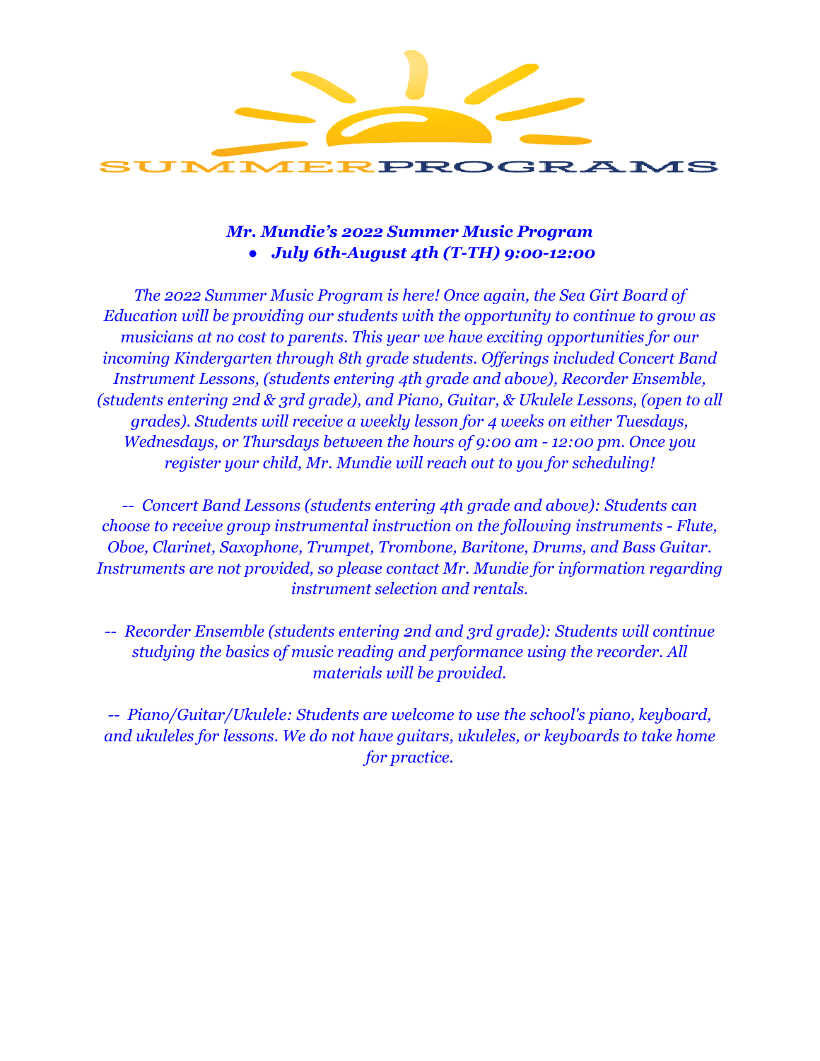SUMMERPROGRAMS

***Mr. Mundie's 2022 Summer Music Program***

- ***July 6th-August 4th (T-TH) 9:00-12:00***

*The 2022 Summer Music Program is here! Once again, the Sea Girt Board of Education will be providing our students with the opportunity to continue to grow as musicians at no cost to parents. This year we have exciting opportunities for our incoming Kindergarten through 8th grade students. Offerings included Concert Band Instrument Lessons, (students entering 4th grade and above), Recorder Ensemble, (students entering 2nd & 3rd grade), and Piano, Guitar, & Ukulele Lessons, (open to all grades). Students will receive a weekly lesson for 4 weeks on either Tuesdays, Wednesdays, or Thursdays between the hours of 9:00 am - 12:00 pm. Once you register your child, Mr. Mundie will reach out to you for scheduling!*

*-- Concert Band Lessons (students entering 4th grade and above): Students can choose to receive group instrumental instruction on the following instruments - Flute, Oboe, Clarinet, Saxophone, Trumpet, Trombone, Baritone, Drums, and Bass Guitar. Instruments are not provided, so please contact Mr. Mundie for information regarding instrument selection and rentals.*

*-- Recorder Ensemble (students entering 2nd and 3rd grade): Students will continue studying the basics of music reading and performance using the recorder. All materials will be provided.*

*-- Piano/Guitar/Ukulele: Students are welcome to use the school's piano, keyboard, and ukuleles for lessons. We do not have guitars, ukuleles, or keyboards to take home for practice.*